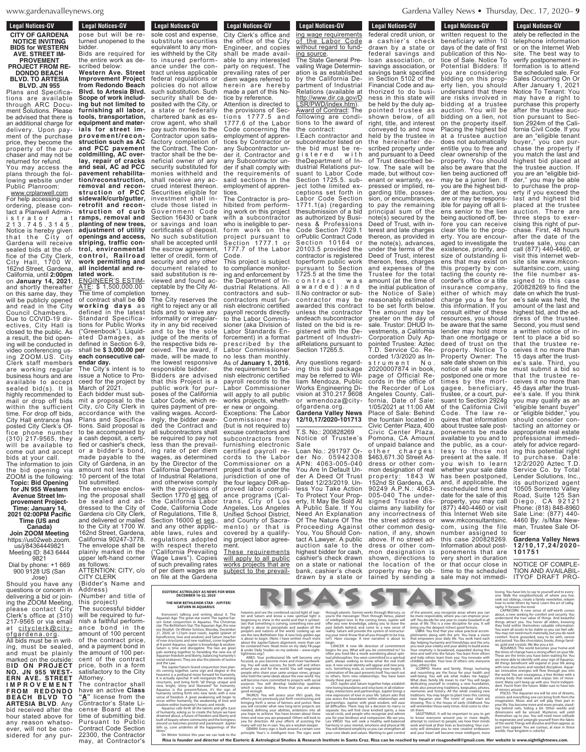Legal Notices-GV

**CITY OF GARDENA NOTICE INVITING BIDS for WESTERN AVE. STREET IMPROVEMENT PROJECT FROM REDONDO BEACH BLVD. TO ARTESIA BLVD. JN 955**

Plans and Specifications are available through ARC Document Solutions. Please be advised that there is an additional charge for delivery. Upon payment of the purchase price, they become the property of the purchaser and may not be returned for refund.

You may access the plans through the following website under Public Planroom:

www.crplanwell.com

For help accessing and ordering, please contact a Planwell Administrator at 213.745.3145.

Notice is hereby given that the City of Gardena will receive sealed bids at the office of the City Clerk, City Hall, 1700 W. 162nd Street, Gardena, California, until **2:00pm** on **January 14, 2021**, and shortly thereafter on this same day, they will be publicly opened and read in the City Council Chambers.

Due to COVID-19 directives, City Hall is closed to the public. As a result, the bid opening will be conducted in video conferencing using ZOOM.US. City Clerk staff members are working regular business hours and are available to accept sealed bid(s). It is highly recommended to mail or drop off bids within the sufficient time. For drop off bids, City Hall entrance has posted City Clerk's Office phone number (310) 217-9565, they will be available to come out and accept bids at your call.

The information to join the bid opening via ZOOM is the following:

**Topic: Bid Opening for JN 955 Western Avenue Street Improvement Project-**
**Time: January 14, 2021 02:00PM Pacific Time (US and Canada)**
**Join ZOOM Meeting**
https://us02web.zoom.us/j/84364449821
Meeting ID: 843 6444 9821
Dial by phone: +1 669 900 9128 US (San Jose)

Should you have any questions or concern in delivering a bid or joining the ZOOM Meeting, please contact City Clerk's office at (310) 217-9565 or via email at cityclerk@cityofgardena.org.

All bids must be in writing, must be sealed, and must be plainly marked on the outside: **BID ON PROJECT NO. JN 955 WESTERN AVE. STREET IMPROVEMENT FROM REDONDO BEACH BLVD TO ARTESIA BLVD**. Any bid received after the hour stated above for any reason whatsoever, will not be considered for any purpose but will be returned unopened to the bidder.

Bids are required for the entire work as described below:

**Western Ave. Street Improvement Project from Redondo Beach Blvd. to Artesia Blvd. Scope of work including but not limited to furnishing all labor, tools, transportation, equipment and materials for street improvement/reconstruction such as AC and PCC pavement coldmilling, AC overlay, repair of cracks and seal, AC ad PCC pavement rehabilitation/reconstruction, removal and reconstruction of PCC sidewalk/curb/gutter, retrofit and reconstruction of curb ramps, removal and planting of new trees, adjustment of utility openings and access, striping, traffic control, environmental control, Railroad work permitting and all incidental and related work.**

ENGINEER'S ESTIMATE: $ 1,500,000.00

The time of completion of contract shall be **60 working days** as defined in the latest Standard Specifications for Public Works ("Greenbook"). Liquidated Damages, as defined in Section 6-9, shall be **$ 3,000.00 per each consecutive calendar day.**

The City's intent is to issue a Notice to Proceed for the project by March of 2021.

Each bidder must submit a proposal to the City, c/o City Clerk in accordance with the Plans and Specifications. Said proposal is to be accompanied by a cash deposit, a certified or cashier's check, or a bidder's bond, made payable to the City of Gardena, in an amount not less than 10 percent of the total bid submitted.

The envelope enclosing the proposal shall be sealed and addressed to the City of Gardena c/o City Clerk, and delivered or mailed to the City at 1700 W. 162nd Street, Gardena, California 90247-3778. The envelope shall be plainly marked in the upper left-hand corner as follows:

ATTENTION: CITY, c/o CITY CLERK
(Bidder's Name and Address)
(Number and title of this project)

The successful bidder will be required to furnish a faithful performance bond in the amount of 100 percent of the contract price, and a payment bond in the amount of 100 percent of the contract price, both in a form satisfactory to the City Attorney.

The contractor shall have an active **Class "A"** license from the Contractor's State License Board at the time of submitting bid. Pursuant to Public Contract Code Section 22300, the Contractor may, at Contractor's sole cost and expense, substitute securities equivalent to any monies withheld by the City to insured performance under the contract unless applicable federal regulations or policies do not allow such substitution. Such security shall be deposited with the City, or a state or federally chartered bank as escrow agent, who shall pay such monies to the Contractor upon satisfactory completion of the Contract. The Contractor shall be the beneficial owner of any security substituted for monies withheld and shall receive any accrued interest thereon. Securities eligible for investment shall include those listed in Government Code Section 16430 or bank or savings and loan certificates of deposit. No such substitution shall be accepted until the escrow agreement, letter of credit, form of security and any other document related to said substitution is reviewed and found acceptable by the City Attorney.

The City reserves the right to reject any or all bids and to waive any informality or irregularity in any bid received and to be the sole judge of the merits of the respective bids received. The award, if made, will be made to the lowest responsive responsible bidder.

Bidders are advised that this Project is a public work for purposes of the California Labor Code, which requires payment of prevailing wages. Accordingly, the bidder awarded the Contract and all subcontractors shall be required to pay not less than the prevailing rate of per diem wages, as determined by the Director of the California Department of Industrial Relations, and otherwise comply with the provisions of Section 1770 et seq. of the California Labor Code, California Code of Regulations, Title 8, Section 16000 et seq., and any other applicable laws, rules and regulations adopted with respect thereto ("California Prevailing Wage Laws"). Copies of such prevailing rates of per diem wages are on file at the Gardena City Clerk's office and the office of the City Engineer, and copies shall be made available to any interested party on request. The prevailing rates of per diem wages referred to herein are hereby made a part of this Notice by reference.

Attention is directed to the provisions of Sections 1777.5 and 1777.6 of the Labor Code concerning the employment of apprentices by Contractor or any Subcontractor under it. Contractor and any Subcontractor under if shall comply with the requirements of said sections in the employment of apprentices.

The Contractor is prohibited from performing work on this project with a subcontractor who is ineligible to perform work on the project pursuant to Section 1771.1 or 1777.7 of the Labor Code.

This project is subject to compliance monitoring and enforcement by the Department of Industrial Relations. All contractors and subcontractors must furnish electronic certified payroll records directly to the Labor Commissioner (aka Division of Labor Standards Enforcement) in a format prescribed by the Labor Commissioner no less than monthly.

As of **January 1, 2016**, the requirement to furnish electronic certified payroll records to the Labor Commissioner will apply to all public works projects, whether new or ongoing.

Exceptions: The Labor Commissioner may (but is not required to) excuse contractors and subcontractors from furnishing electronic certified payroll records to the Labor Commissioner on a project that is under the jurisdiction of one of the four legacy DIR-approved labor compliance programs (Caltrans, City of Los Angeles, Los Angeles Unified School District, and County of Sacramento) or that is covered by a qualifying project labor agreement.

These requirements will apply to all public works projects that are subject to the prevailing wage requirements of the Labor Code without regard to funding source.

The State General Prevailing Wage Determination is as established by the California Department of Industrial Relations (available at http://www.dir.ca.gov/DLSR/PWD/index.htm).

Award of Contract: The following are conditions to the award of the contract:

I.Each contractor and subcontractor listed on the bid must be registered with theDepartment of Industrial Relations pursuant to Labor Code Section 1725.5. subject tothe limited exceptions set forth in Labor Code Section 1771.1(a) (regarding thesubmission of a bid as authorized by Business & Professions Code Section 7029.1 orPublic Contract Code Section 10164 or 20103.5 provided the contractor is registered toperform public work pursuant to Section 1725.5 at the time the contract was awarded);and

II.No contractor or subcontractor may be awarded this contract unless the contractor andeach subcontractor listed on the bid is registered with the Department of IndustrialRelations pursuant to Section 17265.5.

Any questions regarding this bid package may be referred to William Mendoza, Public Works Engineering Division at 310.217.9608 or wmendoza@cityofgardena.org.

**Gardena Valley News 12/10,17/2020-101713**

T.S. No.: 200828269 Notice of Trustee's Sale Loan No.: 291797 Order No. 05942308 APN: 4063-005-040 You Are In Default Under A Deed Of Trust Dated 12/23/2019. Unless You Take Action To Protect Your Property, It May Be Sold At A Public Sale. If You Need An Explanation Of The Nature Of The Proceeding Against You, You Should Contact A Lawyer. A public auction sale to the highest bidder for cash, cashier's check drawn on a state or national bank, cashier's check drawn by a state or federal credit union, or a cashier's check drawn by a state or federal savings and loan association, or savings association, or savings bank specified in Section 5102 of the Financial Code and authorized to do business in this state will be held by the duly appointed trustee as shown below, of all right, title, and interest conveyed to and now held by the trustee in the hereinafter described property under and pursuant to a Deed of Trust described below. The sale will be made, but without covenant or warranty, expressed or implied, regarding title, possession, or encumbrances, to pay the remaining principal sum of the note(s) secured by the Deed of Trust, with interest and late charges thereon, as provided in the note(s), advances, under the terms of the Deed of Trust, interest thereon, fees, charges and expenses of the Trustee for the total amount (at the time of the initial publication of the Notice of Sale) reasonably estimated to be set forth below. The amount may be greater on the day of sale. Trustor: DHUD Investments, a California Corporation Duly Appointed Trustee: Aztec T.D. Service Co. Recorded 1/3/2020 as Instrument No. 20200007874 in book, page of Official Records in the office of the Recorder of Los Angeles County, California, Date of Sale: 1/05/2021 at 11:00 AM Place of Sale: Behind the fountain located in Civic Center Plaza, 400 Civic Center Plaza, Pomona, CA Amount of unpaid balance and other charges: $463,671.30 Street Address or other common designation of real property: 1843 W 152nd St Gardena, CA 90249 A.P.N.: 4063-005-040 The undersigned Trustee disclaims any liability for any incorrectness of the street address or other common designation, if any, shown above. If no street address or other common designation is shown, directions to the location of the property may be obtained by sending a written request to the beneficiary within 10 days of the date of first publication of this Notice of Sale. Notice To Potential Bidders: If you are considering bidding on this property lien, you should understand that there are risks involved in bidding at a trustee auction. You will be bidding on a lien, not on the property itself. Placing the highest bid at a trustee auction does not automatically entitle you to free and clear ownership of the property. You should also be aware that the lien being auctioned off may be a junior lien. If you are the highest bidder at the auction, you are or may be responsible for paying off all liens senior to the lien being auctioned off, before you can receive clear title to the property. You are encouraged to investigate the existence, priority, and size of outstanding liens that may exist on this property by contacting the county recorder's office or a title insurance company, either of which may charge you a fee for this information. If you consult either of these resources, you should be aware that the same lender may hold more than one mortgage or deed of trust on the property. Notice To Property Owner: The sale date shown on this notice of sale may be postponed one or more times by the mortgagee, beneficiary, trustee, or a court, pursuant to Section 2924g of the California Civil Code. The law requires that information about trustee sale postponements be made available to you and to the public, as a courtesy to those not present at the sale. If you wish to learn whether your sale date has been postponed, and, if applicable, the rescheduled time and date for the sale of this property, you may call (877) 440-4460 or visit this Internet Web site www.mkconsultantsinc.com, using the file number assigned to this case 200828269. Information about postponements that are very short in duration or that occur close in time to the scheduled sale may not immediately be reflected in the telephone information or on the Internet Web site. The best way to verify postponement information is to attend the scheduled sale. For Sales Occurring On Or After January 1, 2021 Notice To Tenant: You may have a right to purchase this property after the trustee auction pursuant to Section 2924m of the California Civil Code. If you are an "eligible tenant buyer," you can purchase the property if you match the last and highest bid placed at the trustee auction. If you are an "eligible bidder," you may be able to purchase the property if you exceed the last and highest bid placed at the trustee auction. There are three steps to exercising this right of purchase. First, 48 hours after the date of the trustee sale, you can call (877) 440-4460, or visit this internet website site www.mkconsultantsinc.com, using the file number assigned to this case 200828269 to find the date on which the trustee's sale was held, the amount of the last and highest bid, and the address of the trustee. Second, you must send a written notice of intent to place a bid so that the trustee receives it no more than 15 days after the trustee's sale. Third, you must submit a bid so that the trustee receives it no more than 45 days after the trustee's sale. If you think you may qualify as an "eligible tenant buyer" or "eligible bidder," you should consider contacting an attorney or appropriate real estate professional immediately for advice regarding this potential right to purchase. Date: 12/2/2020 Aztec T.D. Service Co. by Total Lender Solutions, Inc., its authorized agent 10505 Sorrento Valley Road, Suite 125 San Diego, CA 92121 Phone: (818) 848-8960 Sale Line: (877) 440-4460 By: /s/Max Newman, Trustee Sale Officer

**Gardena Valley News 12/10,17,24/2020-101751**

NOTICE OF COMPLETION AND AVAILABILITYOF DRAFT PRO-

# RISA'S STARS

**ESOTERIC ASTROLOGY AS NEWS FOR WEEK DECEMBER 16-22, 2020**

**THE NEW BETHLEHEM STAR - JUPITER/SATURN IN AQUARIUS**

Everyone's talking and writing about it. The Aquarian Age. The great star event. The Jupiter/Saturn Great conjunction in Aquarius. The Christmas star. The Bethlehem star. The Aquarian Age, the new era (finally!). On Winter Solstice, Monday, December 21, 2020, at 1:21pm (east coast), Jupiter (planet of beneficence, love and wisdom) and Saturn (teacher of new structures and new realities), come together at 0 point Aquarius. Jupiter is knowledge & wisdom. Saturn is time and discipline. The two are great pals working together to heralding the new era of Aquarian freedom and liberty, balancing humanity's social endeavors. They are also the planets of Justice and the Law.

The Jupiter/Saturn Grand conjunction (two planets coming together, same sign and degree in the heavens) is a profound move forward for humanity. It is actually epochal. It will reorganize the existing structures, and bring forth "all things unique and new, bright, shiny and liberated" for humanity. Aquarius is the present/future, it's the sign of humanity setting forth into new lands with a new sense of freedom. A great awakening will begin to occur within humanity, the awakening of love and wisdom within humanity's hearts and minds.

Aquarius calls forth all the talents and gifts (Leo) of humanity, asking us to create the future we have dreamed about, a future of freedom and liberty and built of beauty where community and the livingness around us becomes pivotal and paramount. Jupiter tells us, Love underlies all the happenings of the times."

On Winter Solstice this year we can look to the heavens and see the combined sacred light of Jupiter and Saturn and know a new spiritual light is beginning to shine in the world and that Light is saying that something is coming, something new and bright is about to precipitate and awaken all the people's and nations of the world. Looking up we see the new Bethlehem Star. A new holy golden age is about to begin. (Note: I have written much more about the Jupiter/Saturn alignment, more than can be contained here. Read more on my daily FB page & under Daily Studies on my website – www.nightlightnews.org/)

ARIES: Your professional life will become very focused, as you become more and more hardworking. You will seek success, for both self and others around you and for the world. You will magnetize people who share your same unique views, groups who hold the same ideals about the new world. You will become more committed to projects with social purpose. You will develop leadership qualities which is your destiny. Know that you are always good enough.

TAURUS: You will assess your life's goals, the efforts you've previously put forth contrasting and bringing forth a sense of fairness and justice. Now you will consider what new long-term projects are needed, defining your abilities, ambitions into all you hope to achieve. You have known about these times and now you are prepared. Others will look to you for direction. All your efforts of assisting the many will not be in vain. You are a wisdom keeper.

GEMINI: Every sign is built around a certain core principle. Your's is intelligent love. The signs work through planets. Gemini works through Mercury, so you're the messenger. Then through Venus, planet of intelligent love. In the coming times, Jupiter will offer you new knowledge, asking you to leave the past beliefs behind, and come to a new sense of reality. Saturn will provide the system of structuring your mind. Know that all you thought to be true, isn't. Have courage. A new narrative is about to begin.

CANCER: A new life direction of commitment begins for you. What will you be committed to? So often you lived like a monk wondering about spiritual philosophies. You were committed to a spiritual path, always seeking to know what the real truth was. A new social identity will appear and new projects. Something ends, as something new begins. A culmination of the past presents itself. You reach out to others, form new relationships. You have been lovely these past years.

LEO: Jupiter and Saturn together helps establish new loving boundaries and structures in all relationships, interactions and partnerships. Jupiter brings a new expression of love in your life. Saturn asks that you assess the boundaries within relationships and partnerships. Jupiter, with great wisdom, will ease all difficulties. There may be a decision to marry or separate. You will find close kindred spirits, a new social circle, and people who recognize and admire you for your kindness and compassion. We see you, Leo.

VIRGO: Every sign seeks a deeply well-balanced harmony in your mental, emotions and physical life. You will demand simplicity so you can strengthen all your core ideals and values. Wanting to gain control of the present, you recognize areas where you can be more responsible, where you can improve yourself. You decide for one year to create Goodwill in all areas of life. This is a new discipline for you. It will bring you the deepest richest good fortune.

LIBRA: You find that you value practical accomplishments along with the arts. You have a vision that empowers your daily life. You see it well each day helping humanity and friendships and the arts; you reset your vitality and your ability to build anew. Your creativity is broadened, expanded during this time and well into the future. You learn from others and help others learn from you. You innovate with childlike wonder. Your love of others sets everyone (you, others) free.

SCORPIO: Home and family, things nurturing and nourishing are the focus for your health and well-being. You will ask what makes me happy? What does family life mean to me? You will begin dedicating yourself to creating a new foundation, while also preserving traditions, keepsakes, photos, memories and history. All the while creating new traditions. You may begin to plant trees this coming new Aquarian year. The 'roots' of your chart are showing. This is the house of early childhood. You will remember those early times. And come to cherish them.

SAGITTARIUS: It will be important to you to get to know everyone around you in more depth, attempt to connect to people, see how their minds work and look at their lives as fascinating. Your curiosity will stimulate you to new creative endeavors and your heart will become more intelligent, more loving. You have lots to say to yourself and to everyone. Talk in the neighborhoods of where you live, seek out siblings, create a family newsletter, relearn how to write letters by hand. Learn the art of calligraphy. It focuses the mind.

CAPRICORN: A new sense of self-worth comes about, a new seeking for comfort and security. You understand the true value of things. And beautiful things attract you. You honor all elders, knowing they hold within themselves valuable information. You want all assets to be stable so you can feel safe. You may not need much materially, but you do need comfort. You're grounded, easy to be with, focused and poised. You like chocolates, books, things familiar, gold and crystals. We like you a lot.

AQUARIUS: The world becomes your home and the times of change have a strong effect on your life. These are the times you have been waiting for. You are more able to identify with your sign of Aquarius. All things beneficent will expand in your life along with new structures and needed disciplines. Aquarian innovative energies will flow through you into the world. You are courageous, a free thinker with a strong body that needs and enjoys lots of movement. Many can't keep up with you. You're independent. You're from the future. Make sure to have lots of mirrors around.

PISCES: The Aquarian era will be one of dreams, visions and everything one can bring forth from the imagination. Music and art will play their part in your life. You become more and more private, standing behind veils, hiding a bit. Other worlds and dimensions will be sensed. Mysteries will yield themselves up to you. You will need more solitude to regenerate and untangle yourself from the fabric of the world. Things will dissolve and then appear, as past lives appear. You are curious, at ease in these worlds. Your kingdom is colorful.

**Risa is founder and director of the Esoteric & Astrological Studies & Research Institute in Santa Cruz. Risa can be reached by email at risagoodwill@gmail.com. Her website is www.nightlightnews.com.**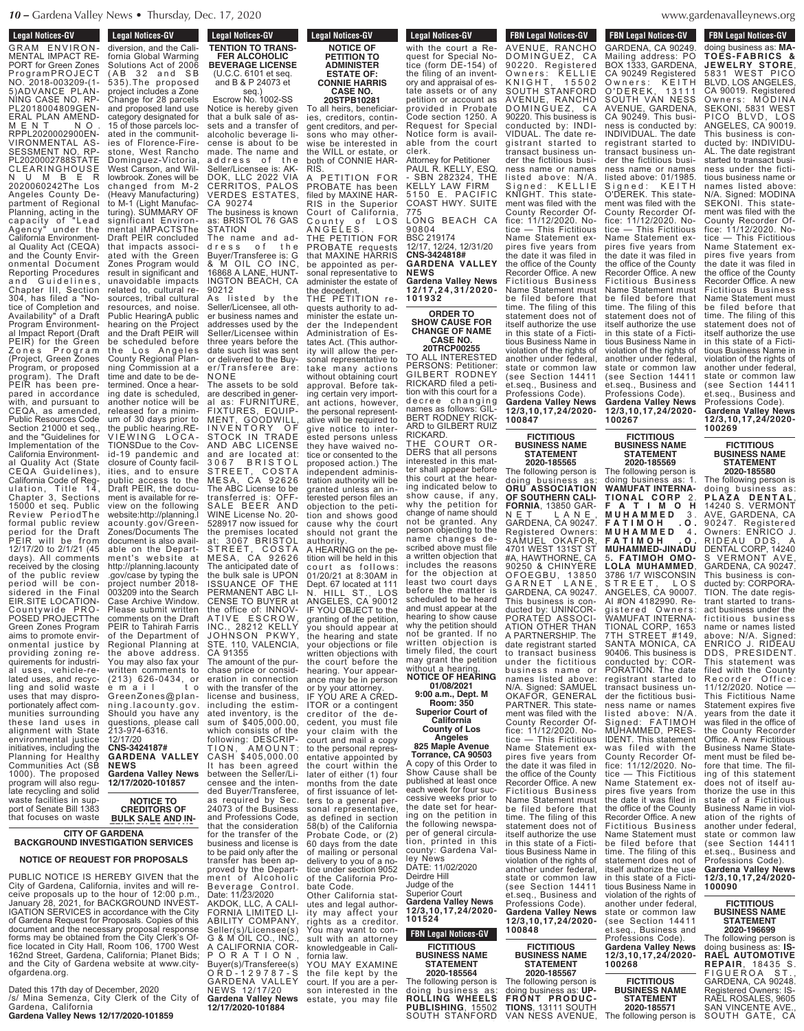**Legal Notices-GV**

GRAM ENVIRONMENTAL IMPACT REPORT for Green Zones ProgramPROJECT NO. 2018-003209-(1-5)ADVANCE PLANNING CASE NO. RPPL2018004809GENERAL PLAN AMENDMENT NO. RPPL2020002800ENVIRONMENTAL ASSESSMENT NO. RPPL2020002788STATE CLEARINGHOUSE NUMBER 2020060242The Los Angeles County Department of Regional Planning, acting in the capacity of "Lead Agency" under the California Environmental Quality Act (CEQA) and the County Environmental Document Reporting Procedures and Guidelines, Chapter III, Section 304, has filed a "Notice of Completion and Availability" of a Draft Program Environmental Impact Report (Draft PEIR) for the Green Zones Program (Project, Green Zones Program, or proposed program). The Draft PEIR has been prepared in accordance with, and pursuant to CEQA, as amended, Public Resources Code Section 21000 et seq., and the "Guidelines for Implementation of the California Environmental Quality Act (State CEQA Guidelines), California Code of Regulation, Title 14, Chapter 3, Sections 15000 et seq. Public Review PeriodThe formal public review period for the Draft PEIR will be from 12/17/20 to 2/1/21 (45 days). All comments received by the closing of the public review period will be considered in the Final EIR.SITE LOCATION-Countywide PROPOSED PROJECTThe Green Zones Program aims to promote environmental justice by providing zoning requirements for industrial uses, vehicle-related uses, and recycling and solid waste uses that may disproportionately affect communities surrounding these land uses in alignment with State environmental justice initiatives, including the Planning for Healthy Communities Act (SB 1000). The proposed program will also regulate recycling and solid waste facilities in support of Senate Bill 1383 that focuses on waste diversion, and the California Global Warming Solutions Act of 2006 (AB 32 and SB 535).The proposed project includes a Zone Change for 28 parcels and proposed land use category designated for 15 of those parcels located in the communities of Florence-Firestone, West Rancho Dominguez-Victoria, West Carson, and Willowbrook. Zones will be changed from M-2 (Heavy Manufacturing) to M-1 (Light Manufacturing). SUMMARY OF significant Environmental iMPACTSThe Draft PEIR concluded that impacts associated with the Green Zones Program would result in significant and unavoidable impacts related to, cultural resources, tribal cultural resources, and noise. Public HearingA public hearing on the Project and the Draft PEIR will be scheduled before the Los Angeles County Regional Planning Commission at a time and date to be determined. Once a hearing date is scheduled, another notice will be released for a minimum of 30 days prior to the public hearing.REVIEWING LOCATIONSDue to the Covid-19 pandemic and closure of County facilities, and to ensure public access to the Draft PEIR, the document is available for review on the following website:http://planning.lacounty.gov/GreenZones/Documents The document is also available on the Department's website at http://planning.lacounty.gov/case by typing the project number 2018-003209 into the Search Case Archive Window. Please submit written comments on the Draft PEIR to Tahirah Farris of the Department of Regional Planning at the above address. You may also fax your written comments to (213) 626-0434, or email to GreenZones@planning.lacounty.gov. Should you have any questions, please call 213-974-6316.
12/17/20
**CNS-3424187#**
**GARDENA VALLEY NEWS**
**Gardena Valley News 12/17/2020-101857**

**NOTICE TO CREDITORS OF BULK SALE AND INTENTION TO TRANSFER ALCOHOLIC BEVERAGE LICENSE**
(U.C.C. 6101 et seq. and B & P 24073 et seq.)
Escrow No. 1002-SS
Notice is hereby given that a bulk sale of assets and a transfer of alcoholic beverage license is about to be made. The name and address of the Seller/Licensee is: AKDOK, LLC 2022 VIA CERRITOS, PALOS VERDES ESTATES, CA 90274
The business is known as: BRISTOL 76 GAS STATION
The name and address of the Buyer/Transferee is: G & M OIL CO INC, 16868 A LANE, HUNTINGTON BEACH, CA 90212
As listed by the Seller/Licensee, all other business names and addresses used by the Seller/Licensee within three years before the date such list was sent or delivered to the Buyer/Transferee are: NONE
The assets to be sold are described in general as: FURNITURE, FIXTURES, EQUIPMENT, GOODWILL, INVENTORY OF STOCK IN TRADE AND ABC LICENSE and are located at: 3067 BRISTOL STREET, COSTA MESA, CA 92626
The ABC License to be transferred is: OFF-SALE BEER AND WINE License No. 20-528917 now issued for the premises located at: 3067 BRISTOL STREET, COSTA MESA, CA 92626
The anticipated date of the bulk sale is UPON ISSUANCE OF THE PERMANENT ABC LICENSE TO BUYER at the office of: INNOVATIVE ESCROW, INC., 28212 KELLY JOHNSON PKWY, STE. 110, VALENCIA, CA 91355
The amount of the purchase price or consideration in connection with the transfer of the license and business, including the estimated inventory, is the sum of $405,000.00, which consists of the following: DESCRIPTION, AMOUNT: CASH $405,000.00
It has been agreed between the Seller/Licensee and the intended Buyer/Transferee, as required by Sec. 24073 of the Business and Professions Code, that the consideration for the transfer of the business and license is to be paid only after the transfer has been approved by the Department of Alcoholic Beverage Control.
Date: 11/23/2020
AKDOK, LLC, A CALIFORNIA LIMITED LIABILITY COMPANY, Seller(s)/Licensee(s)
G & M OIL CO., INC., A CALIFORNIA CORPORATION, Buyer(s)/Transferee(s)
ORD-129787-S GARDENA VALLEY NEWS 12/17/20
**Gardena Valley News 12/17/2020-101884**

**NOTICE OF PETITION TO ADMINISTER ESTATE OF: CONNIE HARRIS CASE NO. 20STPB10281**
To all heirs, beneficiaries, creditors, contingent creditors, and persons who may otherwise be interested in the WILL or estate, or both of CONNIE HARRIS.
A PETITION FOR PROBATE has been filed by MAXINE HARRIS in the Superior Court of California, County of LOS ANGELES.
THE PETITION FOR PROBATE requests that MAXINE HARRIS be appointed as personal representative to administer the estate of the decedent.
THE PETITION requests authority to administer the estate under the Independent Administration of Estates Act. (This authority will allow the personal representative to take many actions without obtaining court approval. Before taking certain very important actions, however, the personal representative will be required to give notice to interested persons unless they have waived notice or consented to the proposed action.) The independent administration authority will be granted unless an interested person files an objection to the petition and shows good cause why the court should not grant the authority.
A HEARING on the petition will be held in this court as follows: 01/20/21 at 8:30AM in Dept. 67 located at 111 N. HILL ST., LOS ANGELES, CA 90012
IF YOU OBJECT to the granting of the petition, you should appear at the hearing and state your objections or file written objections with the court before the hearing. Your appearance may be in person or by your attorney.
IF YOU ARE A CREDITOR or a contingent creditor of the decedent, you must file your claim with the court and mail a copy to the personal representative appointed by the court within the later of either (1) four months from the date of first issuance of letters to a general personal representative, as defined in section 58(b) of the California Probate Code, or (2) 60 days from the date of mailing or personal delivery to you of a notice under section 9052 of the California Probate Code.
Other California statutes and legal authority may affect your rights as a creditor. You may want to consult with an attorney knowledgeable in California law.
YOU MAY EXAMINE the file kept by the court. If you are a person interested in the estate, you may file with the court a Request for Special Notice (form DE-154) of the filing of an inventory and appraisal of estate assets or of any petition or account as provided in Probate Code section 1250. A Request for Special Notice form is available from the court clerk.
Attorney for Petitioner
PAUL R. KELLY, ESQ. - SBN 282324, THE KELLY LAW FIRM
5150 E. PACIFIC COAST HWY. SUITE 775
LONG BEACH CA 90804
BSC 219174
12/17, 12/24, 12/31/20
**CNS-3424818#**
**GARDENA VALLEY NEWS**
**Gardena Valley News 12/17,24,31/2020-101932**

**ORDER TO SHOW CAUSE FOR CHANGE OF NAME CASE NO. 20TRCP00255**
TO ALL INTERESTED PERSONS: Petitioner: GILBERT RODNEY RICKARD filed a petition with this court for a decree changing names as follows: GILBERT RODNEY RICKARD to GILBERT RUIZ RICKARD.
THE COURT ORDERS that all persons interested in this matter shall appear before this court at the hearing indicated below to show cause, if any, why the petition for change of name should not be granted. Any person objecting to the name changes described above must file a written objection that includes the reasons for the objection at least two court days before the matter is scheduled to be heard and must appear at the hearing to show cause why the petition should not be granted. If no written objection is timely filed, the court may grant the petition without a hearing.
**NOTICE OF HEARING**
**01/08/2021**
**9:00 a.m., Dept. M**
**Room: 350**
**Superior Court of California**
**County of Los Angeles**
**825 Maple Avenue**
**Torrance, CA 90503**
A copy of this Order to Show Cause shall be published at least once each week for four successive weeks prior to the date set for hearing on the petition in the following newspaper of general circulation, printed in this county: Gardena Valley News
DATE: 11/02/2020
Deirdre Hill
Judge of the Superior Court
**Gardena Valley News 12/3,10,17,24/2020-101524**

**CITY OF GARDENA**
**BACKGROUND INVESTIGATION SERVICES**

**NOTICE OF REQUEST FOR PROPOSALS**

PUBLIC NOTICE IS HEREBY GIVEN that the City of Gardena, California, invites and will receive proposals up to the hour of 12:00 p.m., January 28, 2021, for BACKGROUND INVESTIGATION SERVICES in accordance with the City of Gardena Request for Proposals. Copies of this document and the necessary proposal response forms may be obtained from the City Clerk's Office located in City Hall, Room 106, 1700 West 162nd Street, Gardena, California; Planet Bids; and the City of Gardena website at www.cityofgardena.org.

Dated this 17th day of December, 2020
/s/ Mina Semenza, City Clerk of the City of Gardena, California
**Gardena Valley News 12/17/2020-101859**

**FBN Legal Notices-GV**

**FICTITIOUS BUSINESS NAME STATEMENT 2020-185564**
The following person is doing business as: **ROLLING WHEELS PUBLISHING**, 15502 SOUTH STANFORD AVENUE, RANCHO DOMINGUEZ, CA 90220. Registered Owners: KELLIE KNIGHT, 15502 SOUTH STANFORD AVENUE, RANCHO DOMINGUEZ, CA 90220. This business is conducted by: INDIVIDUAL. The date registrant started to transact business under the fictitious business name or names listed above: N/A. Signed: KELLIE KNIGHT. This statement was filed with the County Recorder Office: 11/12/2020. Notice — This Fictitious Name Statement expires five years from the date it was filed in the office of the County Recorder Office. A new Fictitious Business Name Statement must be filed before that time. The filing of this statement does not of itself authorize the use in this state of a Fictitious Business Name in violation of the rights of another under federal, state or common law (see Section 14411 et.seq., Business and Professions Code).
**Gardena Valley News 12/3,10,17,24/2020-100847**

**FICTITIOUS BUSINESS NAME STATEMENT 2020-185565**
The following person is doing business as: **ORU ASSOCIATION OF SOUTHERN CALIFORNIA**, 13850 GARNET LANE, GARDENA, CA 90247. Registered Owners: SAMUEL OKAFOR, 4701 WEST 131ST ST #A, HAWTHORNE, CA 90250 & CHINYERE OFOEGBU, 13850 GARNET LANE, GARDENA, CA 90247. This business is conducted by: UNINCORPORATED ASSOCIATION OTHER THAN A PARTNERSHIP. The date registrant started to transact business under the fictitious business name or names listed above: N/A. Signed: SAMUEL OKAFOR, GENERAL PARTNER. This statement was filed with the County Recorder Office: 11/12/2020. Notice — This Fictitious Name Statement expires five years from the date it was filed in the office of the County Recorder Office. A new Fictitious Business Name Statement must be filed before that time. The filing of this statement does not of itself authorize the use in this state of a Fictitious Business Name in violation of the rights of another under federal, state or common law (see Section 14411 et.seq., Business and Professions Code).
**Gardena Valley News 12/3,10,17,24/2020-100848**

**FICTITIOUS BUSINESS NAME STATEMENT 2020-185567**
The following person is doing business as: **UPFRONT PRODUCTIONS**, 13111 SOUTH VAN NESS AVENUE, GARDENA, CA 90249. Mailing address: PO BOX 1333, GARDENA, CA 90249 Registered Owners: KEITH O'DEREK, 13111 SOUTH VAN NESS AVENUE, GARDENA, CA 90249. This business is conducted by: INDIVIDUAL. The date registrant started to transact business under the fictitious business name or names listed above: 01/1985. Signed: KEITH O'DEREK. This statement was filed with the County Recorder Office: 11/12/2020. Notice — This Fictitious Name Statement expires five years from the date it was filed in the office of the County Recorder Office. A new Fictitious Business Name Statement must be filed before that time. The filing of this statement does not of itself authorize the use in this state of a Fictitious Business Name in violation of the rights of another under federal, state or common law (see Section 14411 et.seq., Business and Professions Code).
**Gardena Valley News 12/3,10,17,24/2020-100267**

**FICTITIOUS BUSINESS NAME STATEMENT 2020-185569**
The following person is doing business as: 1. **WAMUFAT INTERNATIONAL CORP** 2. **FATIMOH MUHAMMED** 3. **FATIMOH .O. MUHAMMED** 4. **FATIMOH .O. MUHAMMED-JINADU** 5. **FATIMOH OMOLOLA MUHAMMED**, 3786 1/7 WISCONSIN STREET, LOS ANGELES, CA 90007. AI #ON 4182990. Registered Owners: WAMUFAT INTERNATIONAL CORP, 1653 7TH STREET #149, SANTA MONICA, CA 90406. This business is conducted by: CORPORATION. The date registrant started to transact business under the fictitious business name or names listed above: N/A. Signed: FATIMOH MUHAMMED, PRESIDENT. This statement was filed with the County Recorder Office: 11/12/2020. Notice — This Fictitious Name Statement expires five years from the date it was filed in the office of the County Recorder Office. A new Fictitious Business Name Statement must be filed before that time. The filing of this statement does not of itself authorize the use in this state of a Fictitious Business Name in violation of the rights of another under federal, state or common law (see Section 14411 et.seq., Business and Professions Code).
**Gardena Valley News 12/3,10,17,24/2020-100268**

**FICTITIOUS BUSINESS NAME STATEMENT 2020-185571**
The following person is doing business as: **MA-TOES-FABRICS & JEWELRY STORE**, 5831 WEST PICO BLVD, LOS ANGELES, CA 90019. Registered Owners: MODINA SEKONI, 5831 WEST PICO BLVD, LOS ANGELES, CA 90019. This business is conducted by: INDIVIDUAL. The date registrant started to transact business under the fictitious business name or names listed above: N/A. Signed: MODINA SEKONI. This statement was filed with the County Recorder Office: 11/12/2020. Notice — This Fictitious Name Statement expires five years from the date it was filed in the office of the County Recorder Office. A new Fictitious Business Name Statement must be filed before that time. The filing of this statement does not of itself authorize the use in this state of a Fictitious Business Name in violation of the rights of another under federal, state or common law (see Section 14411 et.seq., Business and Professions Code).
**Gardena Valley News 12/3,10,17,24/2020-100269**

**FICTITIOUS BUSINESS NAME STATEMENT 2020-185580**
The following person is doing business as: **PLAZA DENTAL**, 14240 S. VERMONT AVE, GARDENA, CA 90247. Registered Owners: ENRICO J. RIDEAU DDS, A DENTAL CORP, 14240 S VERMONT AVE, GARDENA, CA 90247. This business is conducted by: CORPORATION. The date registrant started to transact business under the fictitious business name or names listed above: N/A. Signed: ENRICO J. RIDEAU DDS, PRESIDENT. This statement was filed with the County Recorder Office: 11/12/2020. Notice — This Fictitious Name Statement expires five years from the date it was filed in the office of the County Recorder Office. A new Fictitious Business Name Statement must be filed before that time. The filing of this statement does not of itself authorize the use in this state of a Fictitious Business Name in violation of the rights of another under federal, state or common law (see Section 14411 et.seq., Business and Professions Code).
**Gardena Valley News 12/3,10,17,24/2020-100090**

**FICTITIOUS BUSINESS NAME STATEMENT 2020-196699**
The following person is doing business as: **ISRAEL AUTOMOTIVE REPAIR**, 18435 S. FIGUEROA ST., GARDENA, CA 90248. Registered Owners: ISRAEL ROSALES, 9605 SAN VINCENTE AVE., SOUTH GATE, CA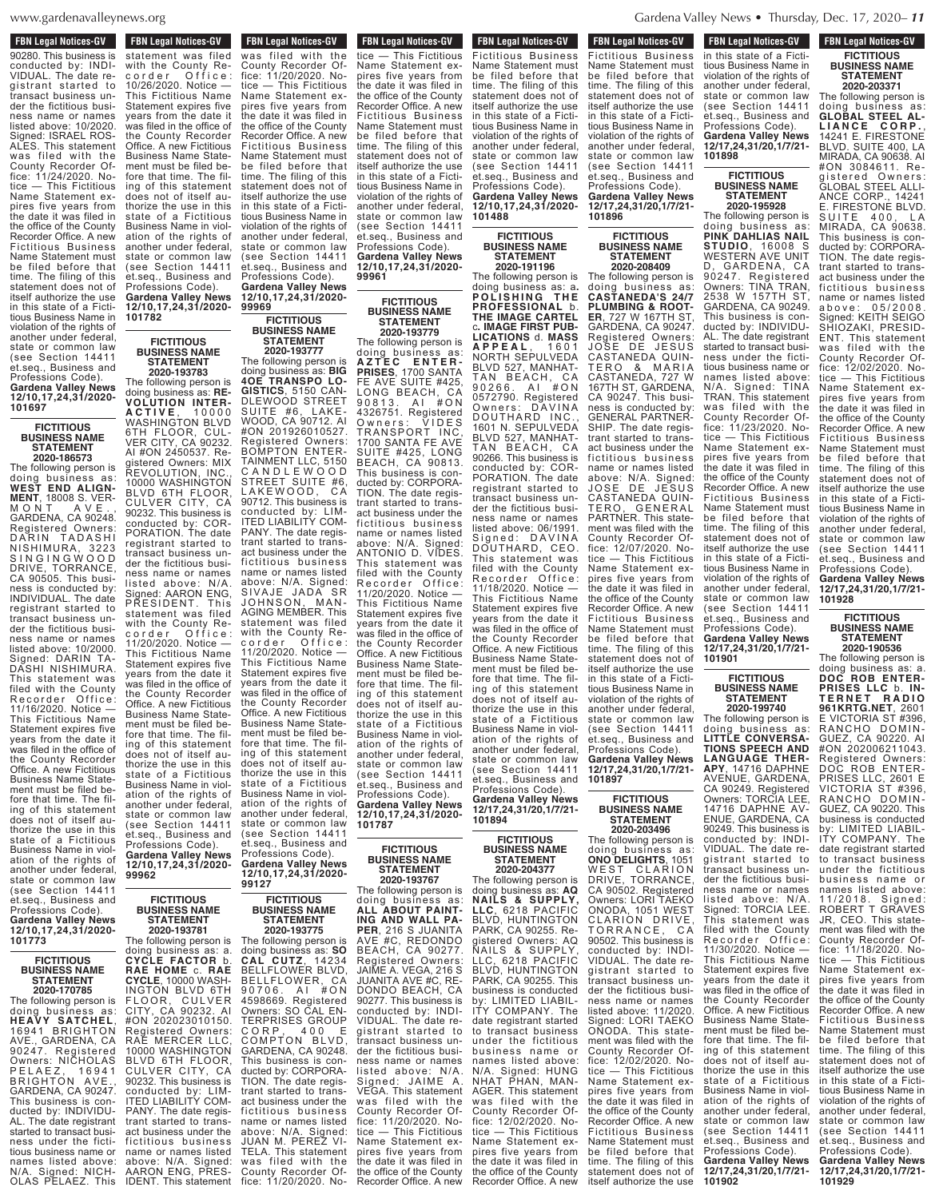**FBN Legal Notices-GV**

90280. This business is conducted by: INDIVIDUAL. The date registrant started to transact business under the fictitious business name or names listed above: 10/2020. Signed: ISRAEL ROSALES. This statement was filed with the County Recorder Office: 11/24/2020. Notice — This Fictitious Name Statement expires five years from the date it was filed in the office of the County Recorder Office. A new Fictitious Business Name Statement must be filed before that time. The filing of this statement does not of itself authorize the use in this state of a Fictitious Business Name in violation of the rights of another under federal, state or common law (see Section 14411 et.seq., Business and Professions Code).
**Gardena Valley News 12/10,17,24,31/2020-101697**

### FICTITIOUS BUSINESS NAME STATEMENT 2020-186573

The following person is doing business as: **WEST END ALIGNMENT**, 18008 S. VERMONT AVE., GARDENA, CA 90248. Registered Owners: DARIN TADASHI NISHIMURA, 3223 SINGINGWOOD DRIVE, TORRANCE, CA 90505. This business is conducted by: INDIVIDUAL. The date registrant started to transact business under the fictitious business name or names listed above: 10/2000. Signed: DARIN TADASHI NISHIMURA. This statement was filed with the County Recorder Office: 11/16/2020. Notice — This Fictitious Name Statement expires five years from the date it was filed in the office of the County Recorder Office. A new Fictitious Business Name Statement must be filed before that time. The filing of this statement does not of itself authorize the use in this state of a Fictitious Business Name in violation of the rights of another under federal, state or common law (see Section 14411 et.seq., Business and Professions Code).
**Gardena Valley News 12/10,17,24,31/2020-101773**

### FICTITIOUS BUSINESS NAME STATEMENT 2020-170785

The following person is doing business as: **HEAVY SATCHEL**, 16941 BRIGHTON AVE., GARDENA, CA 90247. Registered Owners: NICHOLAS PELAEZ, 16941 BRIGHTON AVE., GARDENA, CA 90247. This business is conducted by: INDIVIDUAL. The date registrant started to transact business under the fictitious business name or names listed above: N/A. Signed: NICHOLAS PELAEZ. This statement was filed with the County Recorder Office: 10/26/2020. Notice — This Fictitious Name Statement expires five years from the date it was filed in the office of the County Recorder Office. A new Fictitious Business Name Statement must be filed before that time. The filing of this statement does not of itself authorize the use in this state of a Fictitious Business Name in violation of another under federal, state or common law (see Section 14411 et.seq., Business and Professions Code).
**Gardena Valley News 12/10,17,24,31/2020-101782**

### FICTITIOUS BUSINESS NAME STATEMENT 2020-193783

The following person is doing business as: **REVOLUTION INTERACTIVE**, 10000 WASHINGTON BLVD 6TH FLOOR, CULVER CITY, CA 90232. AI #ON 2450537. Registered Owners: MIX REVOLUTION, INC., 10000 WASHINGTON BLVD 6TH FLOOR, CULVER CITY, CA 90232. This business is conducted by: CORPORATION. The date registrant started to transact business under the fictitious business name or names listed above: N/A. Signed: AARON ENG, PRESIDENT. This statement was filed with the County Recorder Office: 11/20/2020. Notice — This Fictitious Name Statement expires five years from the date it was filed in the office of the County Recorder Office. A new Fictitious Business Name Statement must be filed before that time. The filing of this statement does not of itself authorize the use in this state of a Fictitious Business Name in violation of the rights of another under federal, state or common law (see Section 14411 et.seq., Business and Professions Code).
**Gardena Valley News 12/10,17,24,31/2020-99962**

### FICTITIOUS BUSINESS NAME STATEMENT 2020-193781

The following person is doing business as: a. **CYCLE FACTOR** b. **RAE HOME** c. **RAE CYCLE**, 10000 WASHINGTON BLVD 6TH FLOOR, CULVER CITY, CA 90232. AI #ON 202023010150. Registered Owners: RAE MERCER LLC, 10000 WASHINGTON BLVD 6TH FLOOR, CULVER CITY, CA 90232. This business is conducted by: LIMITED LIABILITY COMPANY. The date registrant started to transact business under the fictitious business name or names listed above: N/A. Signed: AARON ENG, PRESIDENT. This statement was filed with the County Recorder Office: 11/20/2020. Notice — This Fictitious Name Statement expires five years from the date it was filed in the office of the County Recorder Office. A new Fictitious Business Name Statement must be filed before that time. The filing of this statement does not of itself authorize the use in this state of a Fictitious Business Name in violation of the rights of another under federal, state or common law (see Section 14411 et.seq., Business and Professions Code).
**Gardena Valley News 12/10,17,24,31/2020-99969**

### FICTITIOUS BUSINESS NAME STATEMENT 2020-193777

The following person is doing business as: **BIG 4OE TRANSPO LOGISTICS**, 5150 CANDLEWOOD STREET SUITE #6, LAKEWOOD, CA 90712. AI #ON 201926010527. Registered Owners: BOMPTON ENTERTAINMENT LLC, 5150 CANDLEWOOD STREET SUITE #6, LAKEWOOD, CA 90712. This business is conducted by: LIMITED LIABILITY COMPANY. The date registrant started to transact business under the fictitious business name or names listed above: N/A. Signed: SIVAJE JADA SR JOHNSON, MANAGING MEMBER. This statement was filed with the County Recorder Office: 11/20/2020. Notice — This Fictitious Name Statement expires five years from the date it was filed in the office of the County Recorder Office. A new Fictitious Business Name Statement must be filed before that time. The filing of this statement does not of itself authorize the use in this state of a Fictitious Business Name in violation of the rights of another under federal, state or common law (see Section 14411 et.seq., Business and Professions Code).
**Gardena Valley News 12/10,17,24,31/2020-99127**

### FICTITIOUS BUSINESS NAME STATEMENT 2020-193775

The following person is doing business as: **SO CAL CUTZ**, 14234 BELLFLOWER BLVD, BELLFLOWER, CA 90706. AI #ON 4598669. Registered Owners: SO CAL ENTERPRISES GROUP CORP, 400 E COMPTON BLVD, GARDENA, CA 90248. This business is conducted by: CORPORATION. The date registrant started to transact business under the fictitious business name or names listed above: N/A. Signed: JUAN M. PEREZ VITELA. This statement was filed with the County Recorder Office: 11/20/2020. Notice — This Fictitious Name Statement expires five years from the date it was filed in the office of the County Recorder Office. A new Fictitious Business Name Statement must be filed before that time. The filing of this statement does not of itself authorize the use in this state of a Fictitious Business Name in violation of the rights of another under federal, state or common law (see Section 14411 et.seq., Business and Professions Code).
**Gardena Valley News 12/10,17,24,31/2020-99961**

### FICTITIOUS BUSINESS NAME STATEMENT 2020-193779

The following person is doing business as: **AZTEC ENTERPRISES**, 1700 SANTA FE AVE SUITE #425, LONG BEACH, CA 90813. AI #ON 4326751. Registered Owners: VIDES TRANSPORT INC, 1700 SANTA FE AVE SUITE #425, LONG BEACH, CA 90813. This business is conducted by: CORPORATION. The date registrant started to transact business under the fictitious business name or names listed above: N/A. Signed: ANTONIO D. VIDES. This statement was filed with the County Recorder Office: 11/20/2020. Notice — This Fictitious Name Statement expires five years from the date it was filed in the office of the County Recorder Office. A new Fictitious Business Name Statement must be filed before that time. The filing of this statement does not of itself authorize the use in this state of a Fictitious Business Name in violation of the rights of another under federal, state or common law (see Section 14411 et.seq., Business and Professions Code).
**Gardena Valley News 12/10,17,24,31/2020-101787**

### FICTITIOUS BUSINESS NAME STATEMENT 2020-193767

The following person is doing business as: **ALL ABOUT PAINTING AND WALL PAPER**, 216 S JUANITA AVE #C, REDONDO BEACH, CA 90277. Registered Owners: JAIME A. VEGA, 216 S JUANITA AVE #C, REDONDO BEACH, CA 90277. This business is conducted by: INDIVIDUAL. The date registrant started to transact business under the fictitious business name or names listed above: N/A. Signed: JAIME A. VEGA. This statement was filed with the County Recorder Office: 11/20/2020. Notice — This Fictitious Name Statement expires five years from the date it was filed in the office of the County Recorder Office. A new Fictitious Business Name Statement must be filed before that time. The filing of this statement does not of itself authorize the use in this state of a Fictitious Business Name in violation of the rights of another under federal, state or common law (see Section 14411 et.seq., Business and Professions Code).
**Gardena Valley News 12/10,17,24,31/2020-101488**

### FICTITIOUS BUSINESS NAME STATEMENT 2020-191196

The following person is doing business as: a. **POLISHING THE PROFESSIONAL** b. **THE IMAGE CARTEL** c. **IMAGE FIRST PUBLICATIONS** d. **MASS APPEAL**, 1601 NORTH SEPULVEDA BLVD 527, MANHATTAN BEACH, CA 90266. AI #ON 0572790. Registered Owners: DAVINA DOUTHARD INC., 1601 N. SEPULVEDA BLVD 527, MANHATTAN BEACH, CA 90266. This business is conducted by: CORPORATION. The date registrant started to transact business under the fictitious business name or names listed above: 06/1991. Signed: DAVINA DOUTHARD, CEO. This statement was filed with the County Recorder Office: 11/18/2020. Notice — This Fictitious Name Statement expires five years from the date it was filed in the office of the County Recorder Office. A new Fictitious Business Name Statement must be filed before that time. The filing of this statement does not of itself authorize the use in this state of a Fictitious Business Name in violation of the rights of another under federal, state or common law (see Section 14411 et.seq., Business and Professions Code).
**Gardena Valley News 12/17,24,31/20,1/7/21-101894**

### FICTITIOUS BUSINESS NAME STATEMENT 2020-204377

The following person is doing business as: **AQ NAILS & SUPPLY, LLC**, 6218 PACIFIC BLVD, HUNTINGTON PARK, CA 90255. Registered Owners: AQ NAILS & SUPPLY, LLC, 6218 PACIFIC BLVD, HUNTINGTON PARK, CA 90255. This business is conducted by: LIMITED LIABILITY COMPANY. The date registrant started to transact business under the fictitious business name or names listed above: N/A. Signed: HUNG NHAT PHAN, MANAGER. This statement was filed with the County Recorder Office: 12/02/2020. Notice — This Fictitious Name Statement expires five years from the date it was filed in the office of the County Recorder Office. A new Fictitious Business Name Statement must be filed before that time. The filing of this statement does not of itself authorize the use in this state of a Fictitious Business Name in violation of the rights of another under federal, state or common law (see Section 14411 et.seq., Business and Professions Code).
**Gardena Valley News 12/17,24,31/20,1/7/21-101896**

### FICTITIOUS BUSINESS NAME STATEMENT 2020-208409

The following person is doing business as: **CASTANEDA'S 24/7 PLUMBING & ROOTER**, 727 W 167TH ST, GARDENA, CA 90247. Registered Owners: JOSE DE JESUS CASTANEDA QUINTERO & MARIA CASTANEDA, 727 W 167TH ST, GARDENA, CA 90247. This business is conducted by: GENERAL PARTNERSHIP. The date registrant started to transact business under the fictitious business name or names listed above: N/A. Signed: JOSE DE JESUS CASTANEDA QUINTERO, GENERAL PARTNER. This statement was filed with the County Recorder Office: 12/07/2020. Notice — This Fictitious Name Statement expires five years from the date it was filed in the office of the County Recorder Office. A new Fictitious Business Name Statement must be filed before that time. The filing of this statement does not of itself authorize the use in this state of a Fictitious Business Name in violation of the rights of another under federal, state or common law (see Section 14411 et.seq., Business and Professions Code).
**Gardena Valley News 12/17,24,31/20,1/7/21-101897**

### FICTITIOUS BUSINESS NAME STATEMENT 2020-203496

The following person is doing business as: **ONO DELIGHTS**, 1051 WEST CLARION DRIVE, TORRANCE, CA 90502. Registered Owners: LORI TAEKO ONODA, 1051 WEST CLARION DRIVE, TORRANCE, CA 90502. This business is conducted by: INDIVIDUAL. The date registrant started to transact business under the fictitious business name or names listed above: 11/2020. Signed: LORI TAEKO ONODA. This statement was filed with the County Recorder Office: 12/02/2020. Notice — This Fictitious Name Statement expires five years from the date it was filed in the office of the County Recorder Office. A new Fictitious Business Name Statement must be filed before that time. The filing of this statement does not of itself authorize the use in this state of a Fictitious Business Name in violation of the rights of another under federal, state or common law (see Section 14411 et.seq., Business and Professions Code).
**Gardena Valley News 12/17,24,31/20,1/7/21-101898**

### FICTITIOUS BUSINESS NAME STATEMENT 2020-195928

The following person is doing business as: **PINK DAHLIAS NAIL STUDIO**, 16008 S WESTERN AVE UNIT D, GARDENA, CA 90247. Registered Owners: TINA TRAN, 2538 W 157TH ST, GARDENA, CA 90249. This business is conducted by: INDIVIDUAL. The date registrant started to transact business under the fictitious business name or names listed above: N/A. Signed: TINA TRAN. This statement was filed with the County Recorder Office: 11/23/2020. Notice — This Fictitious Name Statement expires five years from the date it was filed in the office of the County Recorder Office. A new Fictitious Business Name Statement must be filed before that time. The filing of this statement does not of itself authorize the use in this state of a Fictitious Business Name in violation of the rights of another under federal, state or common law (see Section 14411 et.seq., Business and Professions Code).
**Gardena Valley News 12/17,24,31/20,1/7/21-101901**

### FICTITIOUS BUSINESS NAME STATEMENT 2020-199740

The following person is doing business as: **LITTLE CONVERSATIONS SPEECH AND LANGUAGE THERAPY**, 14716 DAPHNE AVENUE, GARDENA, CA 90249. Registered Owners: TORCIA LEE, 14716 DAPHNE AVENUE, GARDENA, CA 90249. This business is conducted by: INDIVIDUAL. The date registrant started to transact business under the fictitious business name or names listed above: N/A. Signed: TORCIA LEE. This statement was filed with the County Recorder Office: 11/30/2020. Notice — This Fictitious Name Statement expires five years from the date it was filed in the office of the County Recorder Office. A new Fictitious Business Name Statement must be filed before that time. The filing of this statement does not of itself authorize the use in this state of a Fictitious Business Name in violation of the rights of another under federal, state or common law (see Section 14411 et.seq., Business and Professions Code).
**Gardena Valley News 12/17,24,31/20,1/7/21-101902**

### FICTITIOUS BUSINESS NAME STATEMENT 2020-203371

The following person is doing business as: **GLOBAL STEEL ALLIANCE CORP.**, 14241 E. FIRESTONE BLVD. SUITE 400, LA MIRADA, CA 90638. AI #ON 3084611. Registered Owners: GLOBAL STEEL ALLIANCE CORP., 14241 E. FIRESTONE BLVD. SUITE 400, LA MIRADA, CA 90638. This business is conducted by: CORPORATION. The date registrant started to transact business under the fictitious business name or names listed above: 05/2008. Signed: KEITH SEIGO SHIOZAKI, PRESIDENT. This statement was filed with the County Recorder Office: 12/02/2020. Notice — This Fictitious Name Statement expires five years from the date it was filed in the office of the County Recorder Office. A new Fictitious Business Name Statement must be filed before that time. The filing of this statement does not of itself authorize the use in this state of a Fictitious Business Name in violation of the rights of another under federal, state or common law (see Section 14411 et.seq., Business and Professions Code).
**Gardena Valley News 12/17,24,31/20,1/7/21-101928**

### FICTITIOUS BUSINESS NAME STATEMENT 2020-190536

The following person is doing business as: a. **DOC ROB ENTERPRISES LLC** b. **INTERNET RADIO 961KRTG.NET**, 2601 E VICTORIA ST #396, RANCHO DOMINGUEZ, CA 90220. AI #ON 202002211043. Registered Owners: DOC ROB ENTERPRISES LLC, 2601 E VICTORIA ST #396, RANCHO DOMINGUEZ, CA 90220. This business is conducted by: LIMITED LIABILITY COMPANY. The date registrant started to transact business under the fictitious business name or names listed above: 11/2018. Signed: ROBERT T GRAVES JR, CEO. This statement was filed with the County Recorder Office: 11/18/2020. Notice — This Fictitious Name Statement expires five years from the date it was filed in the office of the County Recorder Office. A new Fictitious Business Name Statement must be filed before that time. The filing of this statement does not of itself authorize the use in this state of a Fictitious Business Name in violation of the rights of another under federal, state or common law (see Section 14411 et.seq., Business and Professions Code).
**Gardena Valley News 12/17,24,31/20,1/7/21-101929**